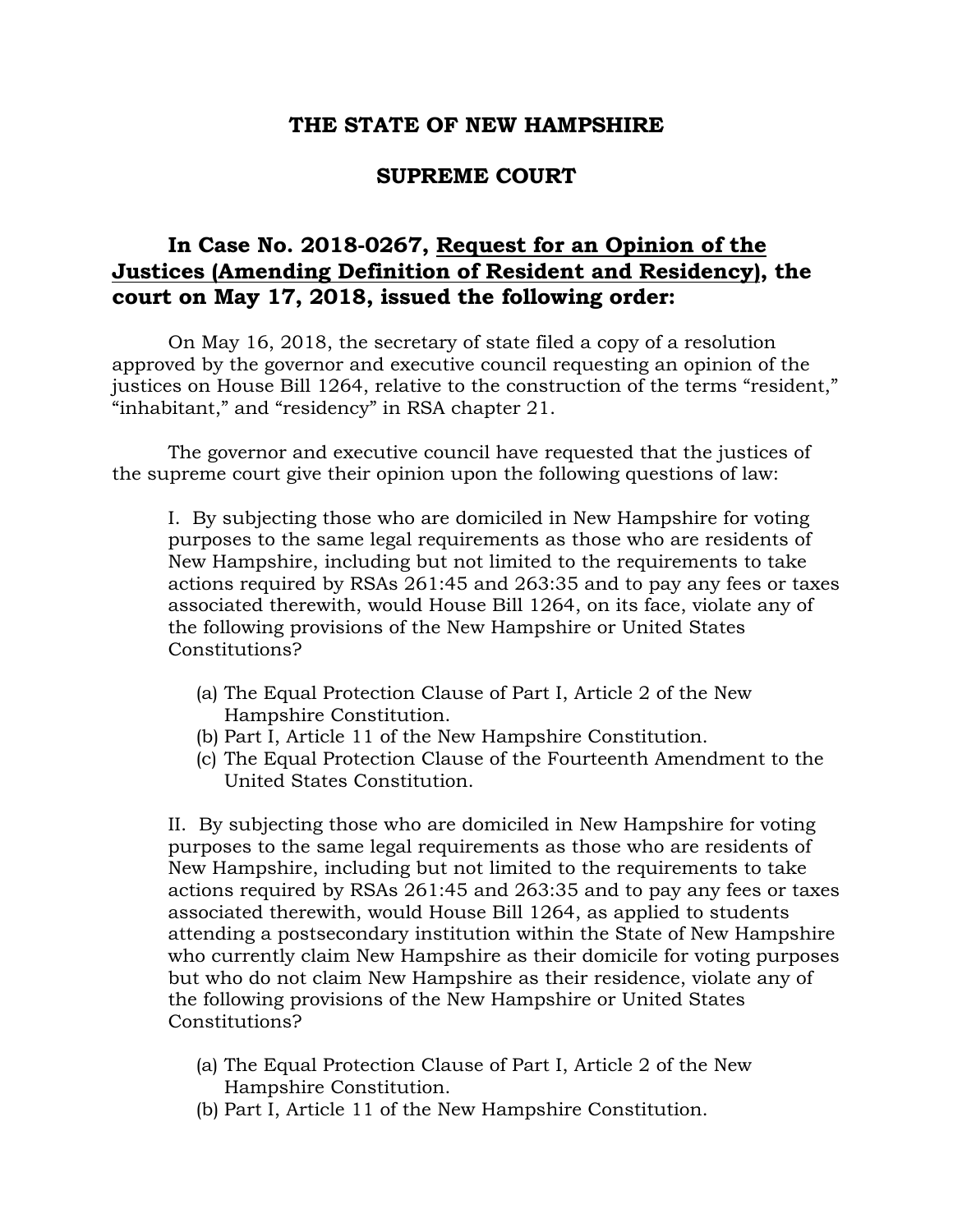# THE STATE OF NEW HAMPSHIRE

# SUPREME COURT

## In Case No. 2018-0267, <u>Request for an Opinion of the Justices (Amending Definition of Resident and Residency)</u>, the court on May 17, 2018, issued the following order:

On May 16, 2018, the secretary of state filed a copy of a resolution approved by the governor and executive council requesting an opinion of the justices on House Bill 1264, relative to the construction of the terms "resident," "inhabitant," and "residency" in RSA chapter 21.

The governor and executive council have requested that the justices of the supreme court give their opinion upon the following questions of law:

> I. By subjecting those who are domiciled in New Hampshire for voting purposes to the same legal requirements as those who are residents of New Hampshire, including but not limited to the requirements to take actions required by RSAs 261:45 and 263:35 and to pay any fees or taxes associated therewith, would House Bill 1264, on its face, violate any of the following provisions of the New Hampshire or United States Constitutions?
>
> (a) The Equal Protection Clause of Part I, Article 2 of the New Hampshire Constitution.
> (b) Part I, Article 11 of the New Hampshire Constitution.
> (c) The Equal Protection Clause of the Fourteenth Amendment to the United States Constitution.
>
> II. By subjecting those who are domiciled in New Hampshire for voting purposes to the same legal requirements as those who are residents of New Hampshire, including but not limited to the requirements to take actions required by RSAs 261:45 and 263:35 and to pay any fees or taxes associated therewith, would House Bill 1264, as applied to students attending a postsecondary institution within the State of New Hampshire who currently claim New Hampshire as their domicile for voting purposes but who do not claim New Hampshire as their residence, violate any of the following provisions of the New Hampshire or United States Constitutions?
>
> (a) The Equal Protection Clause of Part I, Article 2 of the New Hampshire Constitution.
> (b) Part I, Article 11 of the New Hampshire Constitution.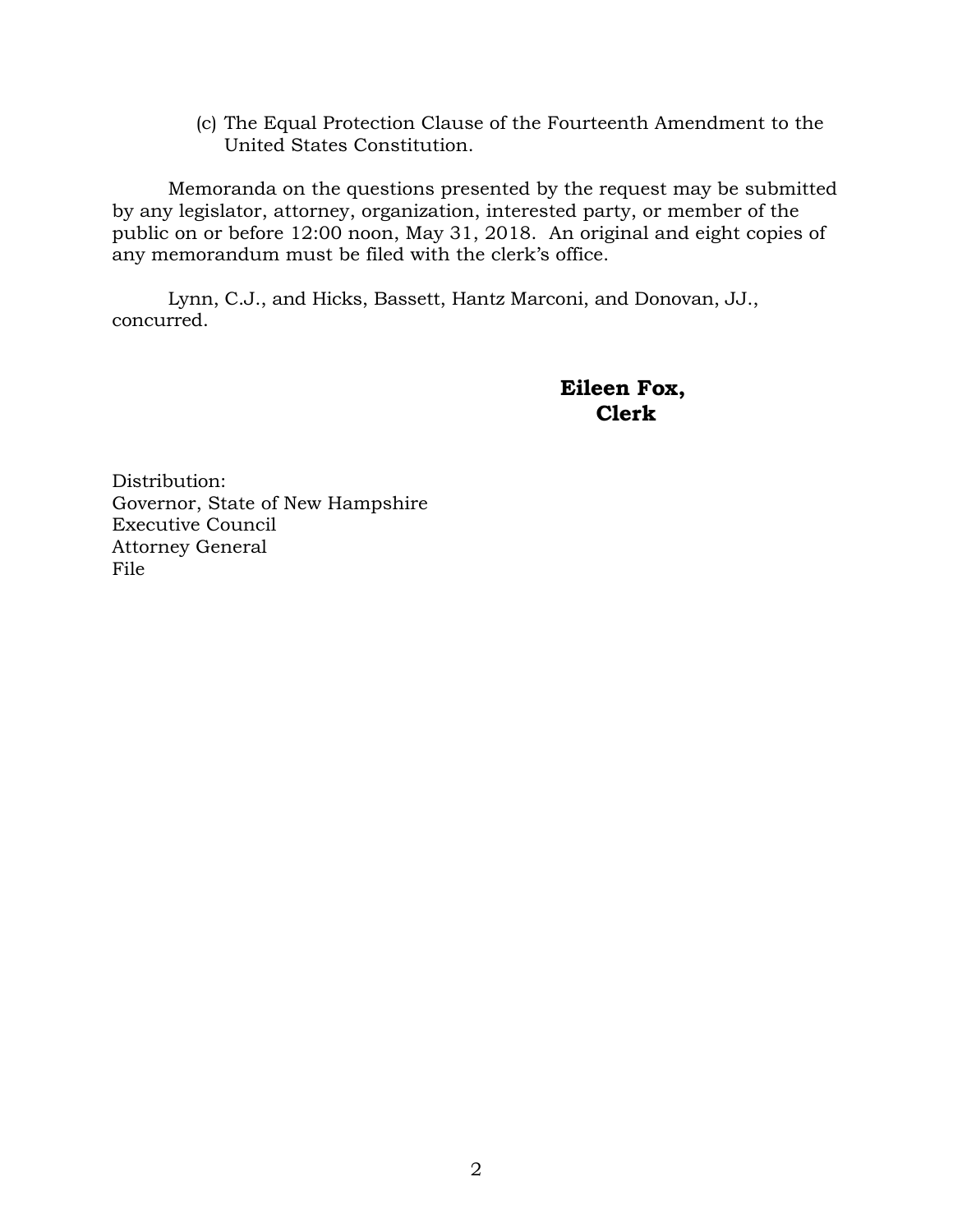(c) The Equal Protection Clause of the Fourteenth Amendment to the United States Constitution.

Memoranda on the questions presented by the request may be submitted by any legislator, attorney, organization, interested party, or member of the public on or before 12:00 noon, May 31, 2018. An original and eight copies of any memorandum must be filed with the clerk's office.

Lynn, C.J., and Hicks, Bassett, Hantz Marconi, and Donovan, JJ., concurred.

**Eileen Fox,**
**Clerk**

Distribution:
Governor, State of New Hampshire
Executive Council
Attorney General
File